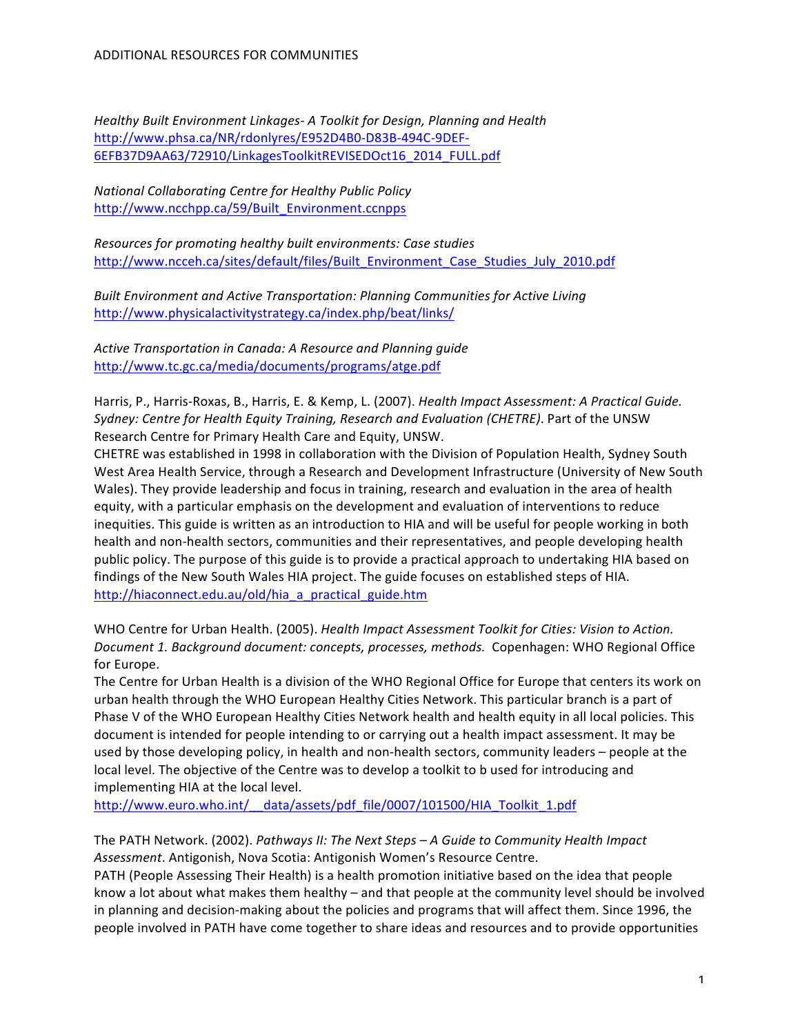# ADDITIONAL RESOURCES FOR COMMUNITIES

*Healthy Built Environment Linkages- A Toolkit for Design, Planning and Health*
http://www.phsa.ca/NR/rdonlyres/E952D4B0-D83B-494C-9DEF-6EFB37D9AA63/72910/LinkagesToolkitREVISEDOct16_2014_FULL.pdf

*National Collaborating Centre for Healthy Public Policy*
http://www.ncchpp.ca/59/Built_Environment.ccnpps

*Resources for promoting healthy built environments: Case studies*
http://www.ncceh.ca/sites/default/files/Built_Environment_Case_Studies_July_2010.pdf

*Built Environment and Active Transportation: Planning Communities for Active Living*
http://www.physicalactivitystrategy.ca/index.php/beat/links/

*Active Transportation in Canada: A Resource and Planning guide*
http://www.tc.gc.ca/media/documents/programs/atge.pdf

Harris, P., Harris-Roxas, B., Harris, E. & Kemp, L. (2007). *Health Impact Assessment: A Practical Guide. Sydney: Centre for Health Equity Training, Research and Evaluation (CHETRE)*. Part of the UNSW Research Centre for Primary Health Care and Equity, UNSW.
CHETRE was established in 1998 in collaboration with the Division of Population Health, Sydney South West Area Health Service, through a Research and Development Infrastructure (University of New South Wales). They provide leadership and focus in training, research and evaluation in the area of health equity, with a particular emphasis on the development and evaluation of interventions to reduce inequities. This guide is written as an introduction to HIA and will be useful for people working in both health and non-health sectors, communities and their representatives, and people developing health public policy. The purpose of this guide is to provide a practical approach to undertaking HIA based on findings of the New South Wales HIA project. The guide focuses on established steps of HIA.
http://hiaconnect.edu.au/old/hia_a_practical_guide.htm

WHO Centre for Urban Health. (2005). *Health Impact Assessment Toolkit for Cities: Vision to Action. Document 1. Background document: concepts, processes, methods.* Copenhagen: WHO Regional Office for Europe.
The Centre for Urban Health is a division of the WHO Regional Office for Europe that centers its work on urban health through the WHO European Healthy Cities Network. This particular branch is a part of Phase V of the WHO European Healthy Cities Network health and health equity in all local policies. This document is intended for people intending to or carrying out a health impact assessment. It may be used by those developing policy, in health and non-health sectors, community leaders – people at the local level. The objective of the Centre was to develop a toolkit to b used for introducing and implementing HIA at the local level.
http://www.euro.who.int/__data/assets/pdf_file/0007/101500/HIA_Toolkit_1.pdf

The PATH Network. (2002). *Pathways II: The Next Steps – A Guide to Community Health Impact Assessment*. Antigonish, Nova Scotia: Antigonish Women's Resource Centre.
PATH (People Assessing Their Health) is a health promotion initiative based on the idea that people know a lot about what makes them healthy – and that people at the community level should be involved in planning and decision-making about the policies and programs that will affect them. Since 1996, the people involved in PATH have come together to share ideas and resources and to provide opportunities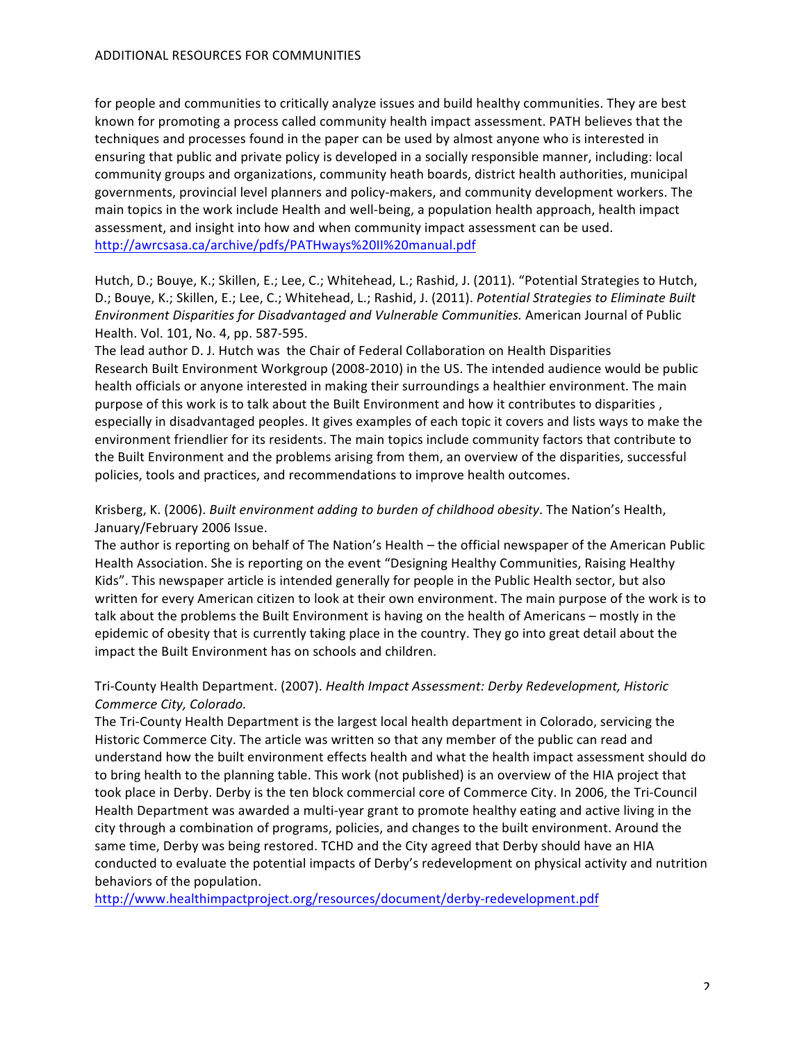for people and communities to critically analyze issues and build healthy communities. They are best known for promoting a process called community health impact assessment. PATH believes that the techniques and processes found in the paper can be used by almost anyone who is interested in ensuring that public and private policy is developed in a socially responsible manner, including: local community groups and organizations, community heath boards, district health authorities, municipal governments, provincial level planners and policy-makers, and community development workers. The main topics in the work include Health and well-being, a population health approach, health impact assessment, and insight into how and when community impact assessment can be used.
http://awrcsasa.ca/archive/pdfs/PATHways%20II%20manual.pdf

Hutch, D.; Bouye, K.; Skillen, E.; Lee, C.; Whitehead, L.; Rashid, J. (2011). "Potential Strategies to Hutch, D.; Bouye, K.; Skillen, E.; Lee, C.; Whitehead, L.; Rashid, J. (2011). *Potential Strategies to Eliminate Built Environment Disparities for Disadvantaged and Vulnerable Communities.* American Journal of Public Health. Vol. 101, No. 4, pp. 587-595.
The lead author D. J. Hutch was the Chair of Federal Collaboration on Health Disparities Research Built Environment Workgroup (2008-2010) in the US. The intended audience would be public health officials or anyone interested in making their surroundings a healthier environment. The main purpose of this work is to talk about the Built Environment and how it contributes to disparities , especially in disadvantaged peoples. It gives examples of each topic it covers and lists ways to make the environment friendlier for its residents. The main topics include community factors that contribute to the Built Environment and the problems arising from them, an overview of the disparities, successful policies, tools and practices, and recommendations to improve health outcomes.

Krisberg, K. (2006). *Built environment adding to burden of childhood obesity*. The Nation's Health, January/February 2006 Issue.
The author is reporting on behalf of The Nation's Health – the official newspaper of the American Public Health Association. She is reporting on the event "Designing Healthy Communities, Raising Healthy Kids". This newspaper article is intended generally for people in the Public Health sector, but also written for every American citizen to look at their own environment. The main purpose of the work is to talk about the problems the Built Environment is having on the health of Americans – mostly in the epidemic of obesity that is currently taking place in the country. They go into great detail about the impact the Built Environment has on schools and children.

Tri-County Health Department. (2007). *Health Impact Assessment: Derby Redevelopment, Historic Commerce City, Colorado.*
The Tri-County Health Department is the largest local health department in Colorado, servicing the Historic Commerce City. The article was written so that any member of the public can read and understand how the built environment effects health and what the health impact assessment should do to bring health to the planning table. This work (not published) is an overview of the HIA project that took place in Derby. Derby is the ten block commercial core of Commerce City. In 2006, the Tri-Council Health Department was awarded a multi-year grant to promote healthy eating and active living in the city through a combination of programs, policies, and changes to the built environment. Around the same time, Derby was being restored. TCHD and the City agreed that Derby should have an HIA conducted to evaluate the potential impacts of Derby's redevelopment on physical activity and nutrition behaviors of the population.
http://www.healthimpactproject.org/resources/document/derby-redevelopment.pdf